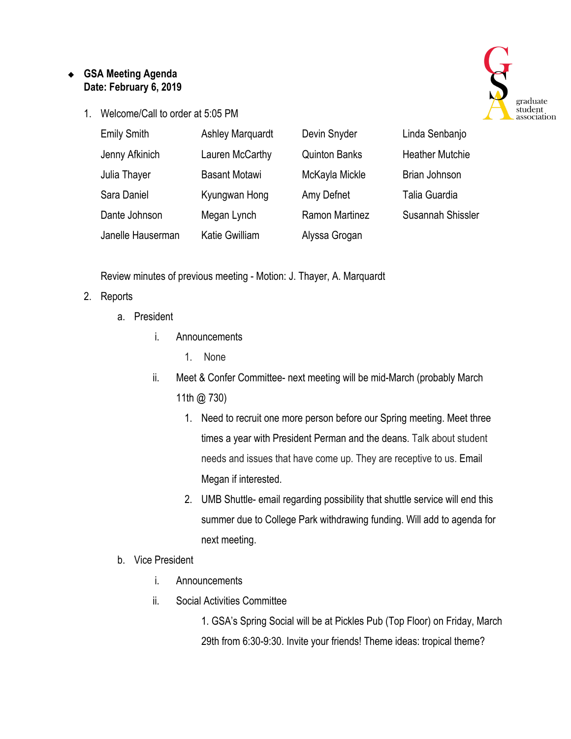- **GSA Meeting Agenda**
  **Date: February 6, 2019**

graduate student association

1. Welcome/Call to order at 5:05 PM

| | | | |
|---|---|---|---|
| Emily Smith | Ashley Marquardt | Devin Snyder | Linda Senbanjo |
| Jenny Afkinich | Lauren McCarthy | Quinton Banks | Heather Mutchie |
| Julia Thayer | Basant Motawi | McKayla Mickle | Brian Johnson |
| Sara Daniel | Kyungwan Hong | Amy Defnet | Talia Guardia |
| Dante Johnson | Megan Lynch | Ramon Martinez | Susannah Shissler |
| Janelle Hauserman | Katie Gwilliam | Alyssa Grogan | |

   Review minutes of previous meeting - Motion: J. Thayer, A. Marquardt

2. Reports
   a. President
      i. Announcements
         1. None
      ii. Meet & Confer Committee- next meeting will be mid-March (probably March 11th @ 730)
         1. Need to recruit one more person before our Spring meeting. Meet three times a year with President Perman and the deans. Talk about student needs and issues that have come up. They are receptive to us. Email Megan if interested.
         2. UMB Shuttle- email regarding possibility that shuttle service will end this summer due to College Park withdrawing funding. Will add to agenda for next meeting.
   b. Vice President
      i. Announcements
      ii. Social Activities Committee
         1. GSA's Spring Social will be at Pickles Pub (Top Floor) on Friday, March 29th from 6:30-9:30. Invite your friends! Theme ideas: tropical theme?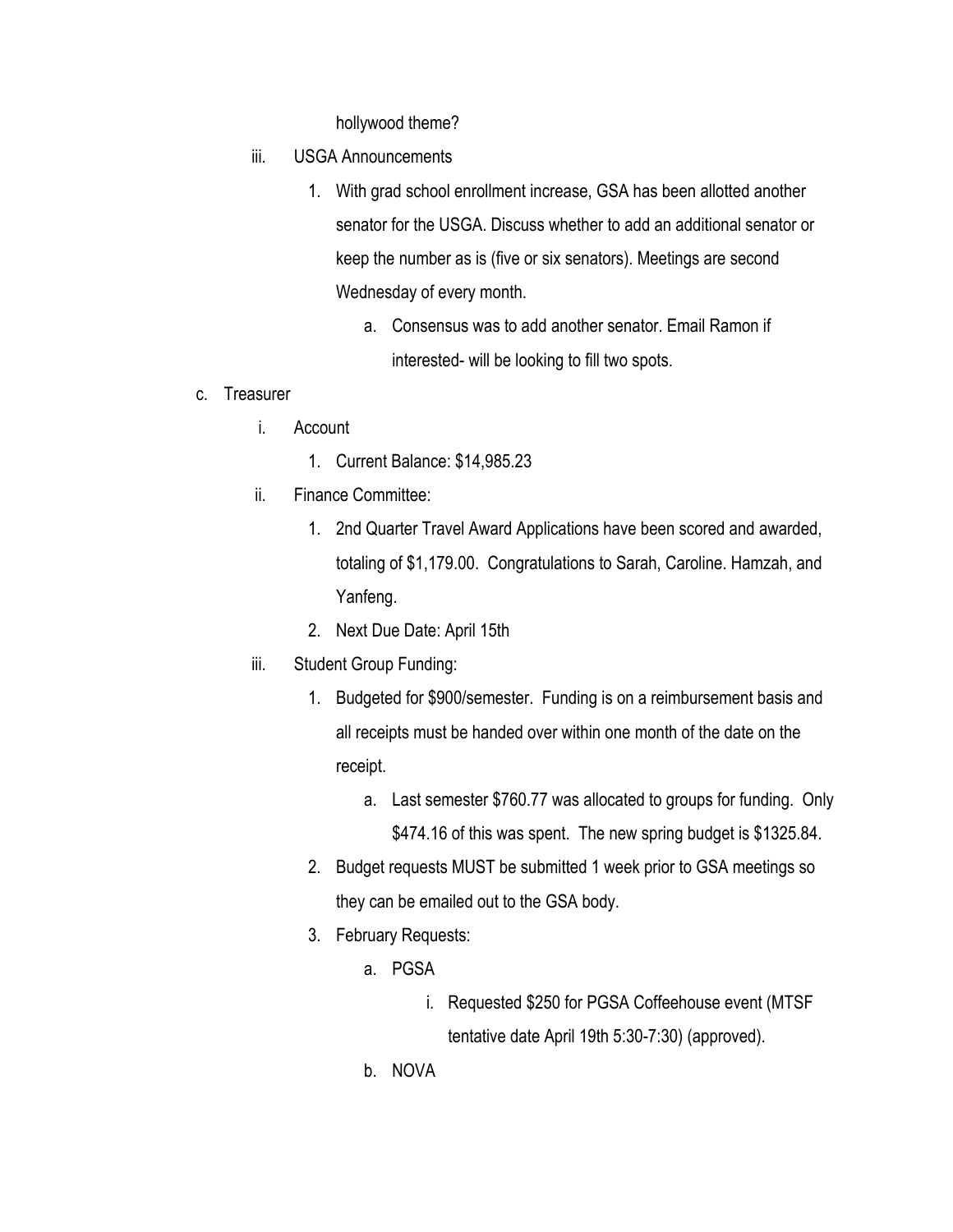hollywood theme?

iii. USGA Announcements

1. With grad school enrollment increase, GSA has been allotted another senator for the USGA. Discuss whether to add an additional senator or keep the number as is (five or six senators). Meetings are second Wednesday of every month.

    a. Consensus was to add another senator. Email Ramon if interested- will be looking to fill two spots.

c. Treasurer

i. Account

1. Current Balance: $14,985.23

ii. Finance Committee:

1. 2nd Quarter Travel Award Applications have been scored and awarded, totaling of $1,179.00. Congratulations to Sarah, Caroline. Hamzah, and Yanfeng.
2. Next Due Date: April 15th

iii. Student Group Funding:

1. Budgeted for $900/semester. Funding is on a reimbursement basis and all receipts must be handed over within one month of the date on the receipt.

    a. Last semester $760.77 was allocated to groups for funding. Only $474.16 of this was spent. The new spring budget is $1325.84.

2. Budget requests MUST be submitted 1 week prior to GSA meetings so they can be emailed out to the GSA body.
3. February Requests:

    a. PGSA

        i. Requested $250 for PGSA Coffeehouse event (MTSF tentative date April 19th 5:30-7:30) (approved).

    b. NOVA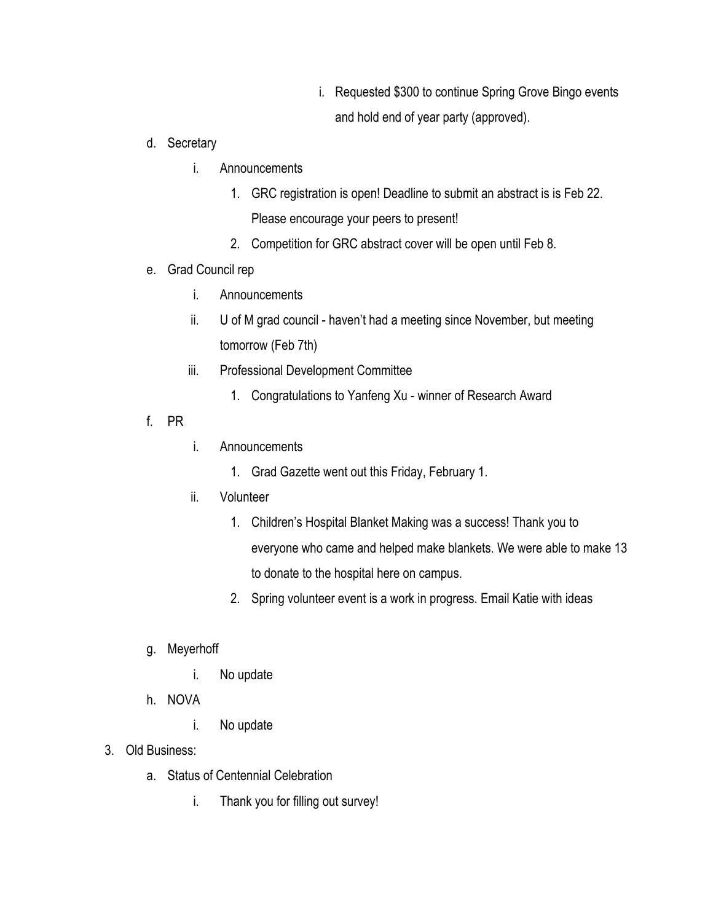i. Requested $300 to continue Spring Grove Bingo events and hold end of year party (approved).

   d. Secretary
      i. Announcements
         1. GRC registration is open! Deadline to submit an abstract is is Feb 22. Please encourage your peers to present!
         2. Competition for GRC abstract cover will be open until Feb 8.
   e. Grad Council rep
      i. Announcements
      ii. U of M grad council - haven't had a meeting since November, but meeting tomorrow (Feb 7th)
      iii. Professional Development Committee
         1. Congratulations to Yanfeng Xu - winner of Research Award
   f. PR
      i. Announcements
         1. Grad Gazette went out this Friday, February 1.
      ii. Volunteer
         1. Children's Hospital Blanket Making was a success! Thank you to everyone who came and helped make blankets. We were able to make 13 to donate to the hospital here on campus.
         2. Spring volunteer event is a work in progress. Email Katie with ideas
   g. Meyerhoff
      i. No update
   h. NOVA
      i. No update

3. Old Business:
   a. Status of Centennial Celebration
      i. Thank you for filling out survey!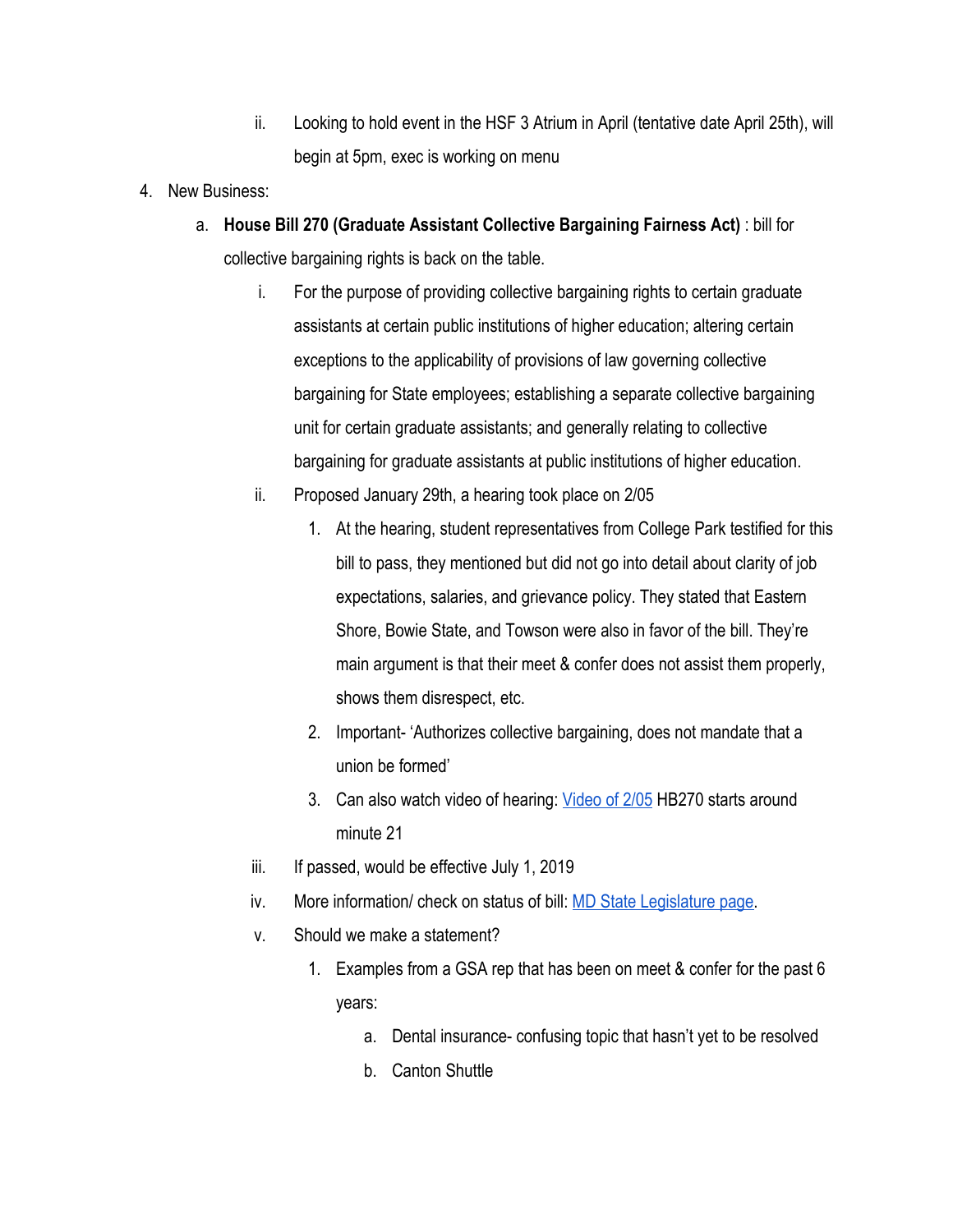ii. Looking to hold event in the HSF 3 Atrium in April (tentative date April 25th), will begin at 5pm, exec is working on menu

4. New Business:
   a. **House Bill 270 (Graduate Assistant Collective Bargaining Fairness Act)** : bill for collective bargaining rights is back on the table.
      i. For the purpose of providing collective bargaining rights to certain graduate assistants at certain public institutions of higher education; altering certain exceptions to the applicability of provisions of law governing collective bargaining for State employees; establishing a separate collective bargaining unit for certain graduate assistants; and generally relating to collective bargaining for graduate assistants at public institutions of higher education.
      ii. Proposed January 29th, a hearing took place on 2/05
         1. At the hearing, student representatives from College Park testified for this bill to pass, they mentioned but did not go into detail about clarity of job expectations, salaries, and grievance policy. They stated that Eastern Shore, Bowie State, and Towson were also in favor of the bill. They're main argument is that their meet & confer does not assist them properly, shows them disrespect, etc.
         2. Important- 'Authorizes collective bargaining, does not mandate that a union be formed'
         3. Can also watch video of hearing: [Video of 2/05]() HB270 starts around minute 21
      iii. If passed, would be effective July 1, 2019
      iv. More information/ check on status of bill: [MD State Legislature page]().
      v. Should we make a statement?
         1. Examples from a GSA rep that has been on meet & confer for the past 6 years:
            a. Dental insurance- confusing topic that hasn't yet to be resolved
            b. Canton Shuttle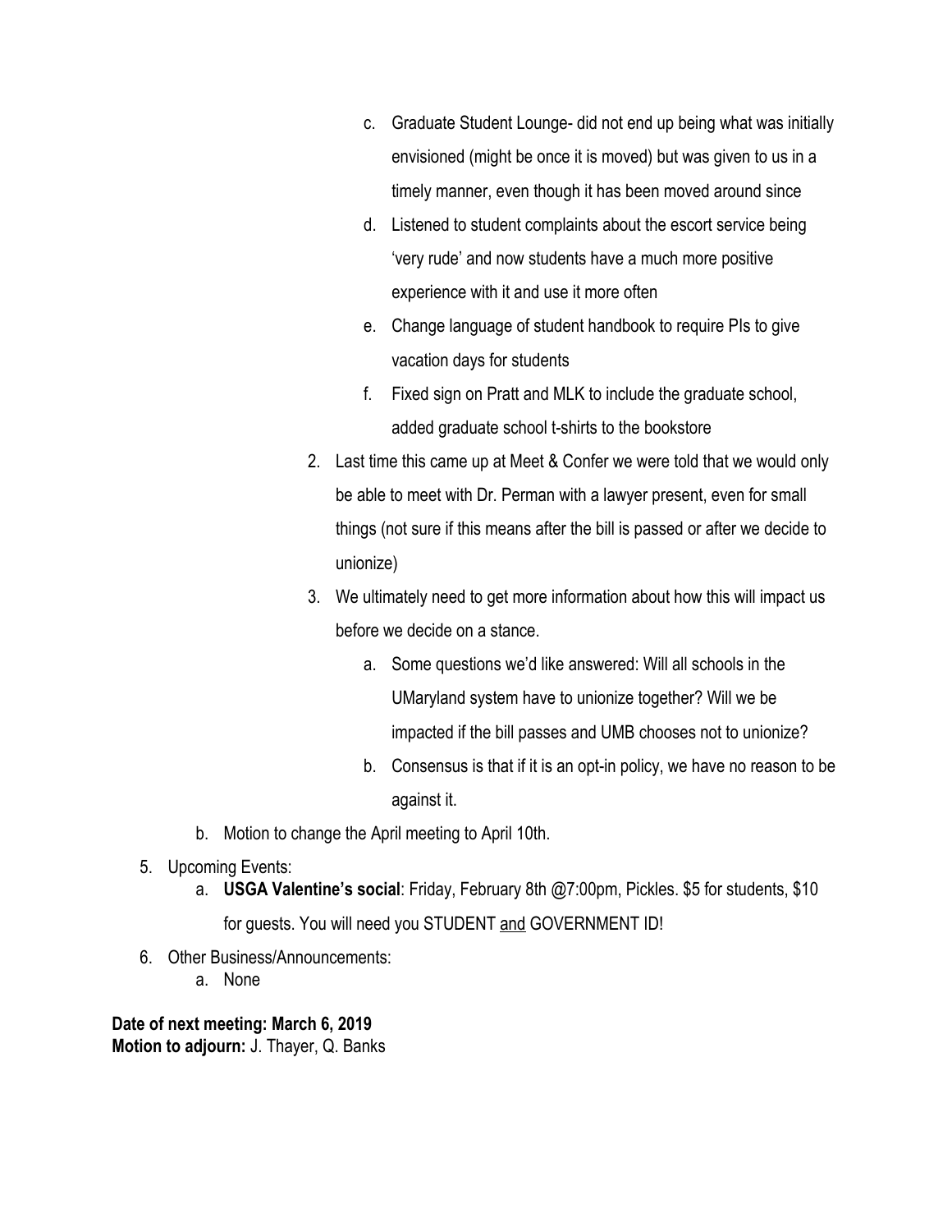c. Graduate Student Lounge- did not end up being what was initially envisioned (might be once it is moved) but was given to us in a timely manner, even though it has been moved around since
d. Listened to student complaints about the escort service being 'very rude' and now students have a much more positive experience with it and use it more often
e. Change language of student handbook to require PIs to give vacation days for students
f. Fixed sign on Pratt and MLK to include the graduate school, added graduate school t-shirts to the bookstore

2. Last time this came up at Meet & Confer we were told that we would only be able to meet with Dr. Perman with a lawyer present, even for small things (not sure if this means after the bill is passed or after we decide to unionize)
3. We ultimately need to get more information about how this will impact us before we decide on a stance.
   a. Some questions we'd like answered: Will all schools in the UMaryland system have to unionize together? Will we be impacted if the bill passes and UMB chooses not to unionize?
   b. Consensus is that if it is an opt-in policy, we have no reason to be against it.

b. Motion to change the April meeting to April 10th.

5. Upcoming Events:
   a. **USGA Valentine's social**: Friday, February 8th @7:00pm, Pickles. $5 for students, $10 for guests. You will need you STUDENT and GOVERNMENT ID!
6. Other Business/Announcements:
   a. None

**Date of next meeting: March 6, 2019**
**Motion to adjourn:** J. Thayer, Q. Banks